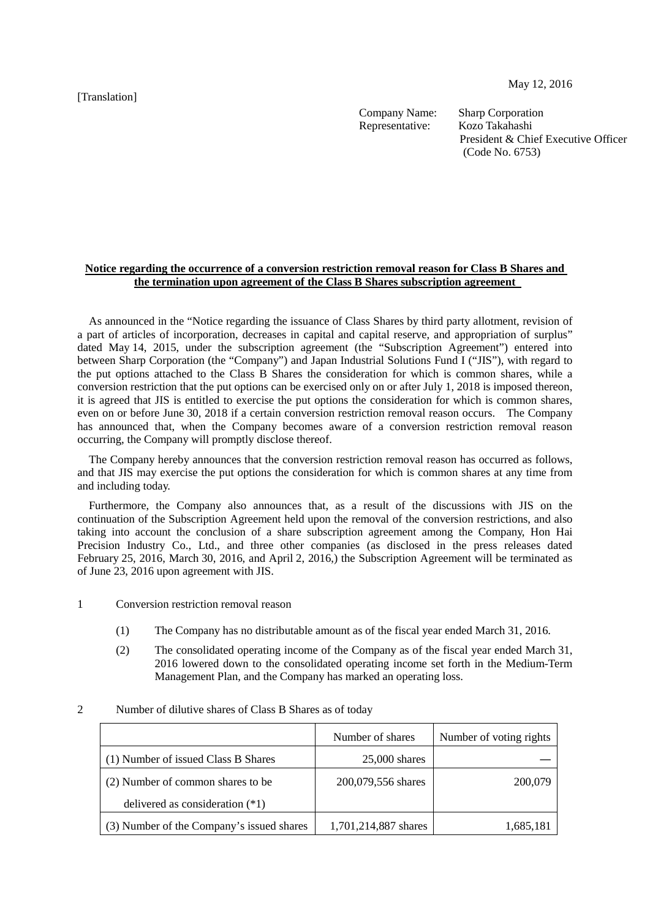May 12, 2016

[Translation]

Company Name: Sharp Corporation
Representative: Kozo Takahashi
President & Chief Executive Officer
(Code No. 6753)

**Notice regarding the occurrence of a conversion restriction removal reason for Class B Shares and the termination upon agreement of the Class B Shares subscription agreement**

As announced in the "Notice regarding the issuance of Class Shares by third party allotment, revision of a part of articles of incorporation, decreases in capital and capital reserve, and appropriation of surplus" dated May 14, 2015, under the subscription agreement (the "Subscription Agreement") entered into between Sharp Corporation (the "Company") and Japan Industrial Solutions Fund I ("JIS"), with regard to the put options attached to the Class B Shares the consideration for which is common shares, while a conversion restriction that the put options can be exercised only on or after July 1, 2018 is imposed thereon, it is agreed that JIS is entitled to exercise the put options the consideration for which is common shares, even on or before June 30, 2018 if a certain conversion restriction removal reason occurs. The Company has announced that, when the Company becomes aware of a conversion restriction removal reason occurring, the Company will promptly disclose thereof.

The Company hereby announces that the conversion restriction removal reason has occurred as follows, and that JIS may exercise the put options the consideration for which is common shares at any time from and including today.

Furthermore, the Company also announces that, as a result of the discussions with JIS on the continuation of the Subscription Agreement held upon the removal of the conversion restrictions, and also taking into account the conclusion of a share subscription agreement among the Company, Hon Hai Precision Industry Co., Ltd., and three other companies (as disclosed in the press releases dated February 25, 2016, March 30, 2016, and April 2, 2016,) the Subscription Agreement will be terminated as of June 23, 2016 upon agreement with JIS.

1 Conversion restriction removal reason

(1) The Company has no distributable amount as of the fiscal year ended March 31, 2016.

(2) The consolidated operating income of the Company as of the fiscal year ended March 31, 2016 lowered down to the consolidated operating income set forth in the Medium-Term Management Plan, and the Company has marked an operating loss.

2 Number of dilutive shares of Class B Shares as of today

| | Number of shares | Number of voting rights |
|---|---|---|
| (1) Number of issued Class B Shares | 25,000 shares | — |
| (2) Number of common shares to be delivered as consideration (*1) | 200,079,556 shares | 200,079 |
| (3) Number of the Company's issued shares | 1,701,214,887 shares | 1,685,181 |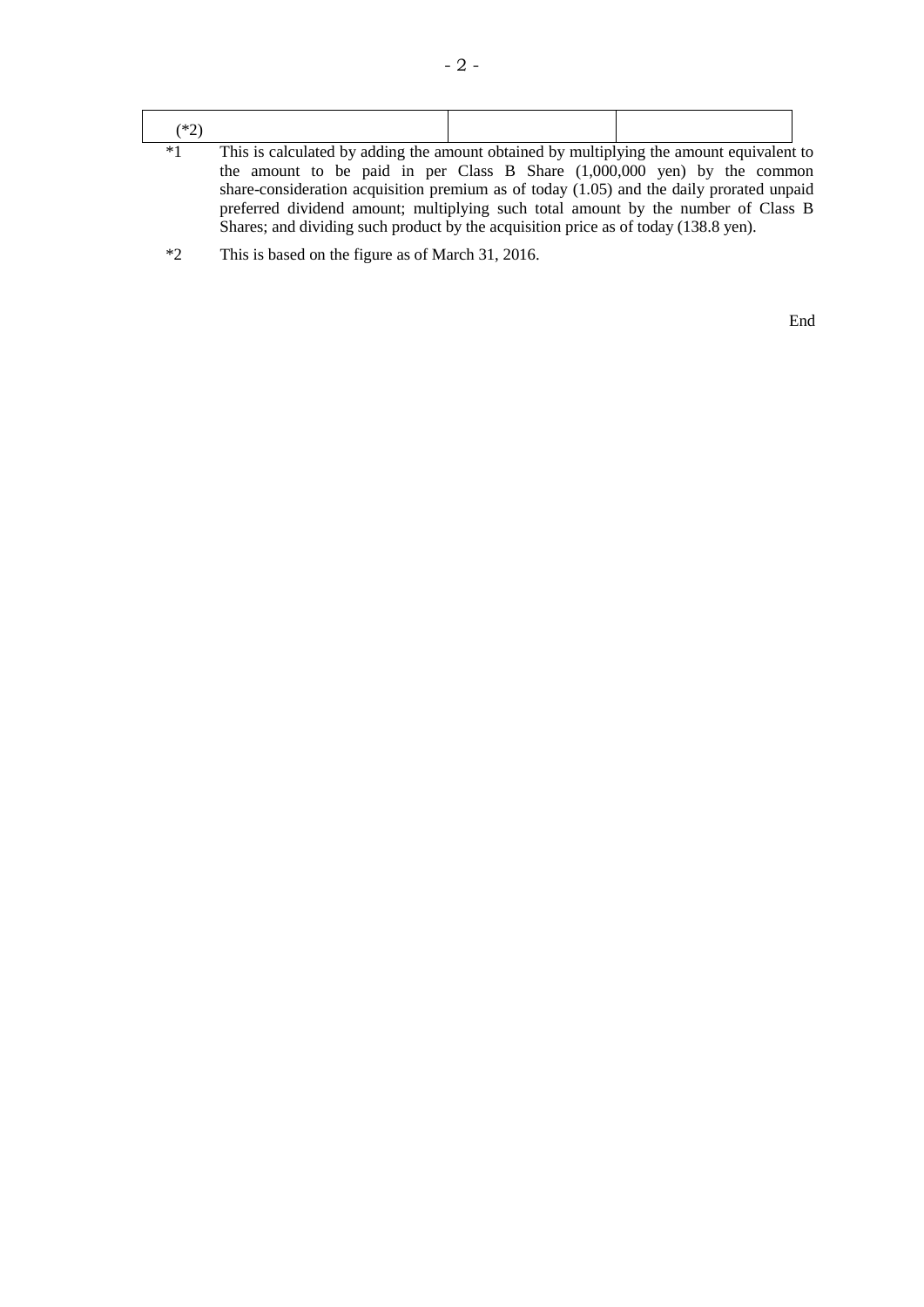| | | |
|---|---|---|
| (*2) | | |

*1 This is calculated by adding the amount obtained by multiplying the amount equivalent to the amount to be paid in per Class B Share (1,000,000 yen) by the common share-consideration acquisition premium as of today (1.05) and the daily prorated unpaid preferred dividend amount; multiplying such total amount by the number of Class B Shares; and dividing such product by the acquisition price as of today (138.8 yen).

*2 This is based on the figure as of March 31, 2016.

End